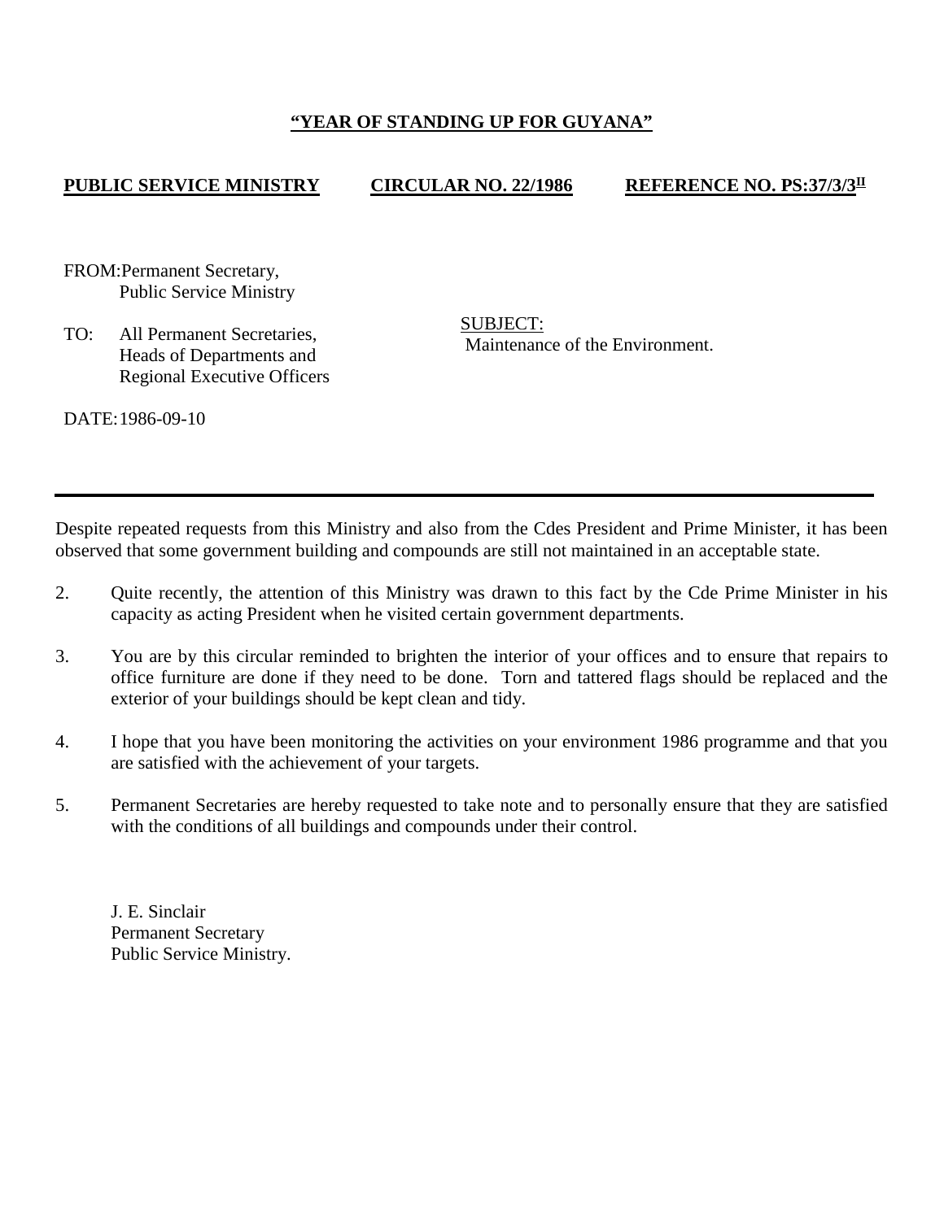**"YEAR OF STANDING UP FOR GUYANA"**

**PUBLIC SERVICE MINISTRY** **CIRCULAR NO. 22/1986** **REFERENCE NO. PS:37/3/3[II]**

FROM: Permanent Secretary,
Public Service Ministry

TO: All Permanent Secretaries,
Heads of Departments and
Regional Executive Officers

SUBJECT:
Maintenance of the Environment.

DATE: 1986-09-10

---

Despite repeated requests from this Ministry and also from the Cdes President and Prime Minister, it has been observed that some government building and compounds are still not maintained in an acceptable state.

2. Quite recently, the attention of this Ministry was drawn to this fact by the Cde Prime Minister in his capacity as acting President when he visited certain government departments.

3. You are by this circular reminded to brighten the interior of your offices and to ensure that repairs to office furniture are done if they need to be done. Torn and tattered flags should be replaced and the exterior of your buildings should be kept clean and tidy.

4. I hope that you have been monitoring the activities on your environment 1986 programme and that you are satisfied with the achievement of your targets.

5. Permanent Secretaries are hereby requested to take note and to personally ensure that they are satisfied with the conditions of all buildings and compounds under their control.

J. E. Sinclair
Permanent Secretary
Public Service Ministry.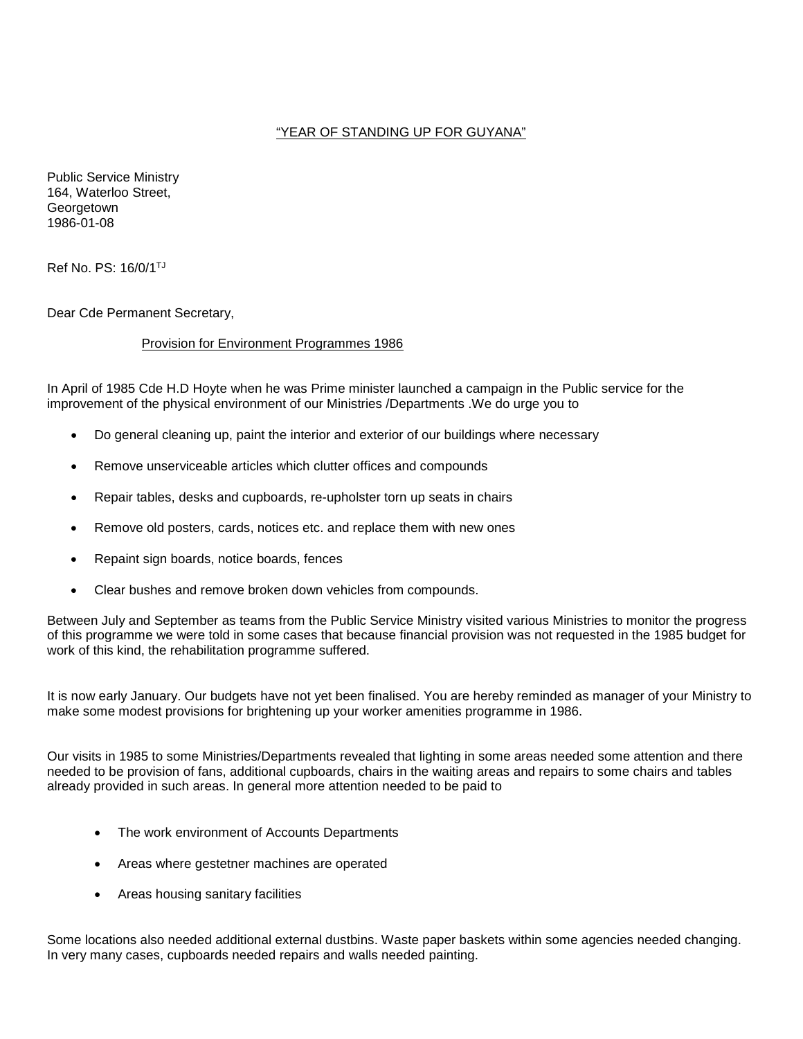<u>"YEAR OF STANDING UP FOR GUYANA"</u>

Public Service Ministry
164, Waterloo Street,
Georgetown
1986-01-08

Ref No. PS: 16/0/1[TJ]

Dear Cde Permanent Secretary,

<u>Provision for Environment Programmes 1986</u>

In April of 1985 Cde H.D Hoyte when he was Prime minister launched a campaign in the Public service for the improvement of the physical environment of our Ministries /Departments .We do urge you to

- Do general cleaning up, paint the interior and exterior of our buildings where necessary
- Remove unserviceable articles which clutter offices and compounds
- Repair tables, desks and cupboards, re-upholster torn up seats in chairs
- Remove old posters, cards, notices etc. and replace them with new ones
- Repaint sign boards, notice boards, fences
- Clear bushes and remove broken down vehicles from compounds.

Between July and September as teams from the Public Service Ministry visited various Ministries to monitor the progress of this programme we were told in some cases that because financial provision was not requested in the 1985 budget for work of this kind, the rehabilitation programme suffered.

It is now early January. Our budgets have not yet been finalised. You are hereby reminded as manager of your Ministry to make some modest provisions for brightening up your worker amenities programme in 1986.

Our visits in 1985 to some Ministries/Departments revealed that lighting in some areas needed some attention and there needed to be provision of fans, additional cupboards, chairs in the waiting areas and repairs to some chairs and tables already provided in such areas. In general more attention needed to be paid to

- The work environment of Accounts Departments
- Areas where gestetner machines are operated
- Areas housing sanitary facilities

Some locations also needed additional external dustbins. Waste paper baskets within some agencies needed changing. In very many cases, cupboards needed repairs and walls needed painting.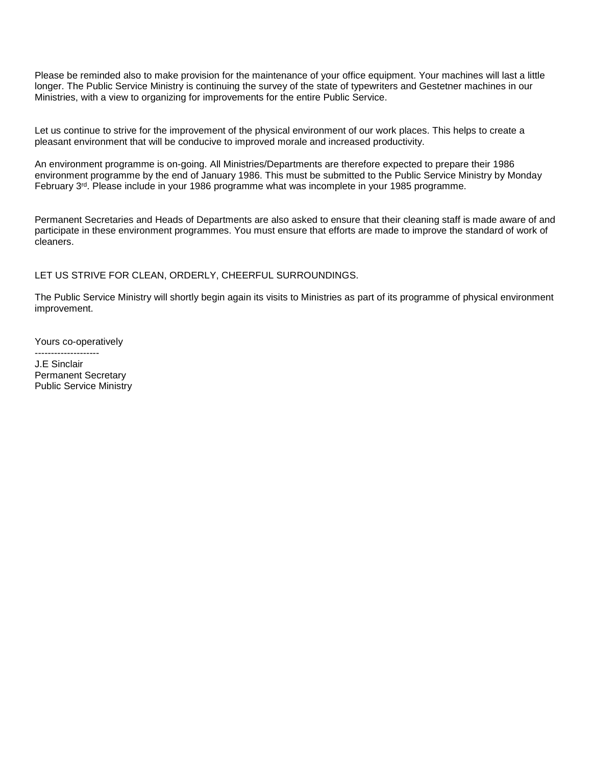Please be reminded also to make provision for the maintenance of your office equipment. Your machines will last a little longer. The Public Service Ministry is continuing the survey of the state of typewriters and Gestetner machines in our Ministries, with a view to organizing for improvements for the entire Public Service.

Let us continue to strive for the improvement of the physical environment of our work places. This helps to create a pleasant environment that will be conducive to improved morale and increased productivity.

An environment programme is on-going. All Ministries/Departments are therefore expected to prepare their 1986 environment programme by the end of January 1986. This must be submitted to the Public Service Ministry by Monday February 3rd. Please include in your 1986 programme what was incomplete in your 1985 programme.

Permanent Secretaries and Heads of Departments are also asked to ensure that their cleaning staff is made aware of and participate in these environment programmes. You must ensure that efforts are made to improve the standard of work of cleaners.

LET US STRIVE FOR CLEAN, ORDERLY, CHEERFUL SURROUNDINGS.

The Public Service Ministry will shortly begin again its visits to Ministries as part of its programme of physical environment improvement.

Yours co-operatively

--------------------

J.E Sinclair
Permanent Secretary
Public Service Ministry